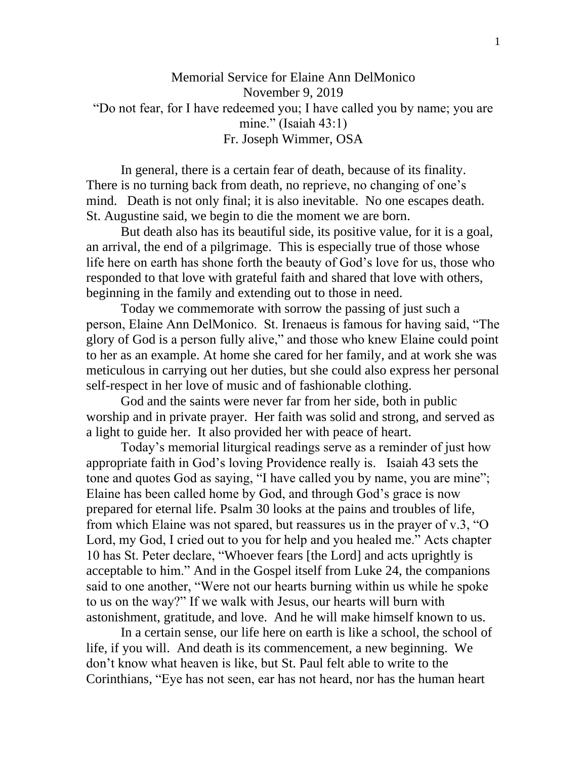# Memorial Service for Elaine Ann DelMonico

November 9, 2019

"Do not fear, for I have redeemed you; I have called you by name; you are mine." (Isaiah 43:1)

Fr. Joseph Wimmer, OSA

In general, there is a certain fear of death, because of its finality. There is no turning back from death, no reprieve, no changing of one's mind. Death is not only final; it is also inevitable. No one escapes death. St. Augustine said, we begin to die the moment we are born.

But death also has its beautiful side, its positive value, for it is a goal, an arrival, the end of a pilgrimage. This is especially true of those whose life here on earth has shone forth the beauty of God's love for us, those who responded to that love with grateful faith and shared that love with others, beginning in the family and extending out to those in need.

Today we commemorate with sorrow the passing of just such a person, Elaine Ann DelMonico. St. Irenaeus is famous for having said, "The glory of God is a person fully alive," and those who knew Elaine could point to her as an example. At home she cared for her family, and at work she was meticulous in carrying out her duties, but she could also express her personal self-respect in her love of music and of fashionable clothing.

God and the saints were never far from her side, both in public worship and in private prayer. Her faith was solid and strong, and served as a light to guide her. It also provided her with peace of heart.

Today's memorial liturgical readings serve as a reminder of just how appropriate faith in God's loving Providence really is. Isaiah 43 sets the tone and quotes God as saying, "I have called you by name, you are mine"; Elaine has been called home by God, and through God's grace is now prepared for eternal life. Psalm 30 looks at the pains and troubles of life, from which Elaine was not spared, but reassures us in the prayer of v.3, "O Lord, my God, I cried out to you for help and you healed me." Acts chapter 10 has St. Peter declare, "Whoever fears [the Lord] and acts uprightly is acceptable to him." And in the Gospel itself from Luke 24, the companions said to one another, "Were not our hearts burning within us while he spoke to us on the way?" If we walk with Jesus, our hearts will burn with astonishment, gratitude, and love. And he will make himself known to us.

In a certain sense, our life here on earth is like a school, the school of life, if you will. And death is its commencement, a new beginning. We don't know what heaven is like, but St. Paul felt able to write to the Corinthians, "Eye has not seen, ear has not heard, nor has the human heart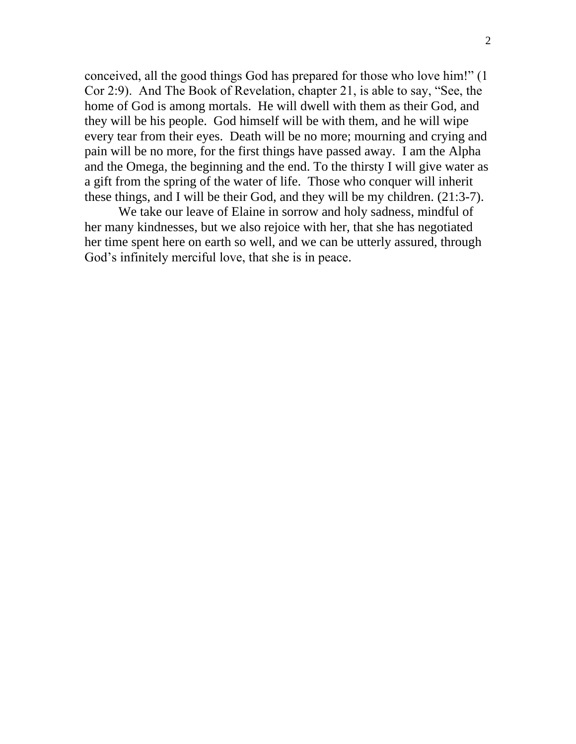conceived, all the good things God has prepared for those who love him!" (1 Cor 2:9). And The Book of Revelation, chapter 21, is able to say, "See, the home of God is among mortals. He will dwell with them as their God, and they will be his people. God himself will be with them, and he will wipe every tear from their eyes. Death will be no more; mourning and crying and pain will be no more, for the first things have passed away. I am the Alpha and the Omega, the beginning and the end. To the thirsty I will give water as a gift from the spring of the water of life. Those who conquer will inherit these things, and I will be their God, and they will be my children. (21:3-7).

We take our leave of Elaine in sorrow and holy sadness, mindful of her many kindnesses, but we also rejoice with her, that she has negotiated her time spent here on earth so well, and we can be utterly assured, through God's infinitely merciful love, that she is in peace.